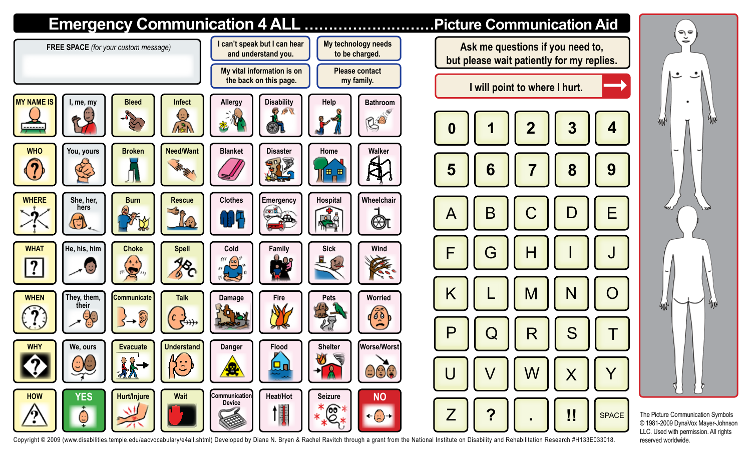# Emergency Communication 4 ALL ..........................Picture Communication Aid

**FREE SPACE** *(for your custom message)*

| | |
|---|---|
| I can't speak but I can hear and understand you. | My technology needs to be charged. |
| My vital information is on the back on this page. | Please contact my family. |

**Ask me questions if you need to, but please wait patiently for my replies.**

**I will point to where I hurt.**

| | | | | | | | |
|---|---|---|---|---|---|---|---|
| MY NAME IS | I, me, my | Bleed | Infect | Allergy | Disability | Help | Bathroom |
| WHO | You, yours | Broken | Need/Want | Blanket | Disaster | Home | Walker |
| WHERE | She, her, hers | Burn | Rescue | Clothes | Emergency | Hospital | Wheelchair |
| WHAT | He, his, him | Choke | Spell | Cold | Family | Sick | Wind |
| WHEN | They, them, their | Communicate | Talk | Damage | Fire | Pets | Worried |
| WHY | We, ours | Evacuate | Understand | Danger | Flood | Shelter | Worse/Worst |
| HOW | YES | Hurt/Injure | Wait | Communication Device | Heat/Hot | Seizure | NO |

| | | | | |
|---|---|---|---|---|
| 0 | 1 | 2 | 3 | 4 |
| 5 | 6 | 7 | 8 | 9 |
| A | B | C | D | E |
| F | G | H | I | J |
| K | L | M | N | O |
| P | Q | R | S | T |
| U | V | W | X | Y |
| Z | ? | . | !! | SPACE |

Copyright © 2009 (www.disabilities.temple.edu/aacvocabulary/e4all.shtml) Developed by Diane N. Bryen & Rachel Ravitch through a grant from the National Institute on Disability and Rehabilitation Research #H133E033018.

The Picture Communication Symbols © 1981-2009 DynaVox Mayer-Johnson LLC. Used with permission. All rights reserved worldwide.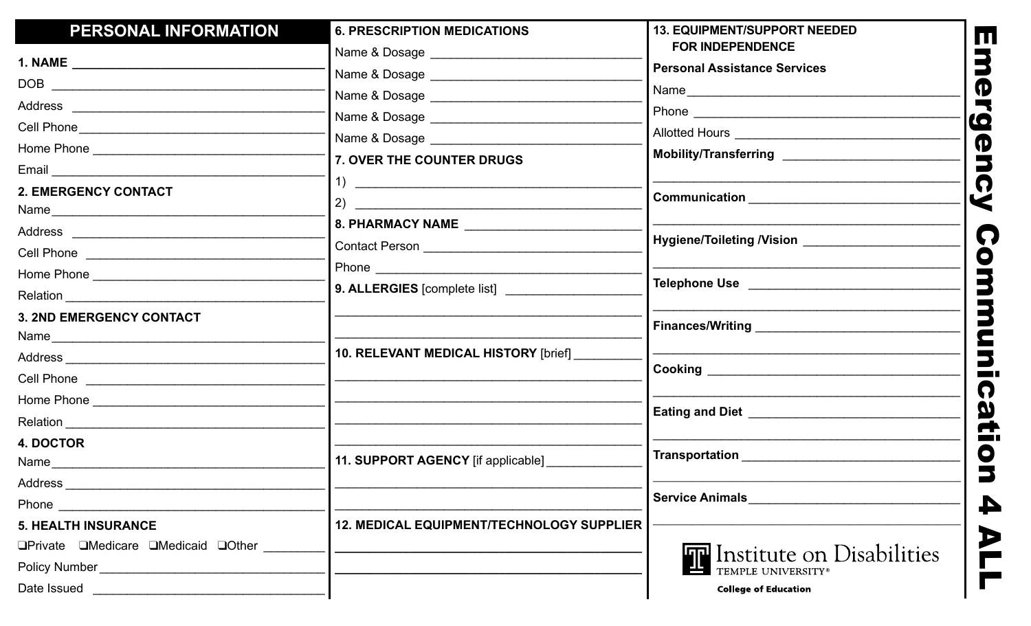# Emergency Communication 4 ALL

## PERSONAL INFORMATION

**1. NAME** ______________________

DOB ______________________

Address ______________________

Cell Phone ______________________

Home Phone ______________________

Email ______________________

**2. EMERGENCY CONTACT**

Name ______________________

Address ______________________

Cell Phone ______________________

Home Phone ______________________

Relation ______________________

**3. 2ND EMERGENCY CONTACT**

Name ______________________

Address ______________________

Cell Phone ______________________

Home Phone ______________________

Relation ______________________

**4. DOCTOR**

Name ______________________

Address ______________________

Phone ______________________

**5. HEALTH INSURANCE**

❑Private ❑Medicare ❑Medicaid ❑Other ________

Policy Number ______________________

Date Issued ______________________

**6. PRESCRIPTION MEDICATIONS**

Name & Dosage ______________________

Name & Dosage ______________________

Name & Dosage ______________________

Name & Dosage ______________________

Name & Dosage ______________________

**7. OVER THE COUNTER DRUGS**

1) ______________________

2) ______________________

**8. PHARMACY NAME** ______________________

Contact Person ______________________

Phone ______________________

**9. ALLERGIES** [complete list] ______________________

______________________

______________________

**10. RELEVANT MEDICAL HISTORY** [brief] ______________________

______________________

______________________

______________________

______________________

**11. SUPPORT AGENCY** [if applicable] ______________________

______________________

______________________

**12. MEDICAL EQUIPMENT/TECHNOLOGY SUPPLIER**

______________________

______________________

**13. EQUIPMENT/SUPPORT NEEDED FOR INDEPENDENCE**

**Personal Assistance Services**

Name ______________________

Phone ______________________

Allotted Hours ______________________

**Mobility/Transferring** ______________________

______________________

**Communication** ______________________

______________________

**Hygiene/Toileting /Vision** ______________________

______________________

**Telephone Use** ______________________

______________________

**Finances/Writing** ______________________

______________________

**Cooking** ______________________

______________________

**Eating and Diet** ______________________

______________________

**Transportation** ______________________

______________________

**Service Animals** ______________________

______________________

Institute on Disabilities
TEMPLE UNIVERSITY®
College of Education